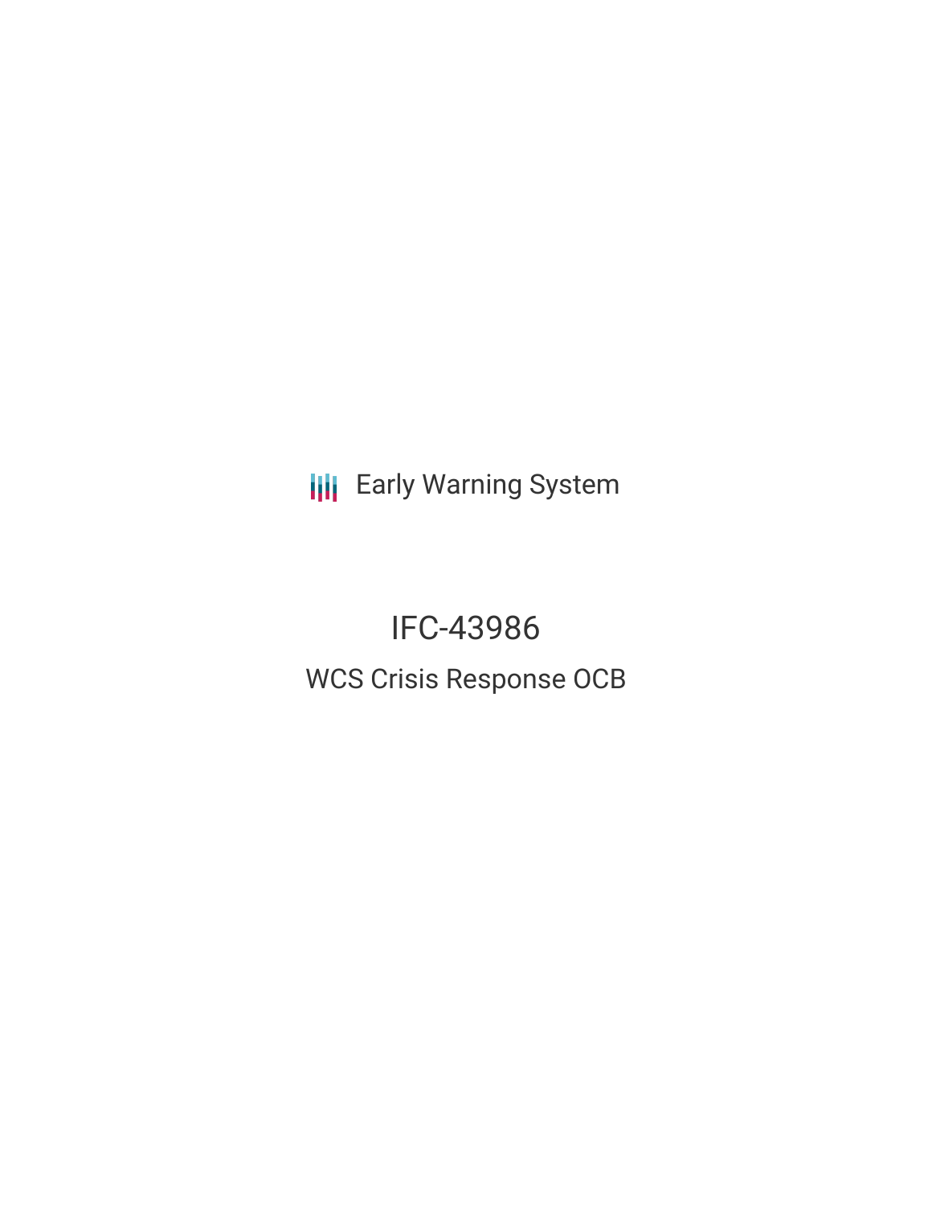Early Warning System

# IFC-43986

## WCS Crisis Response OCB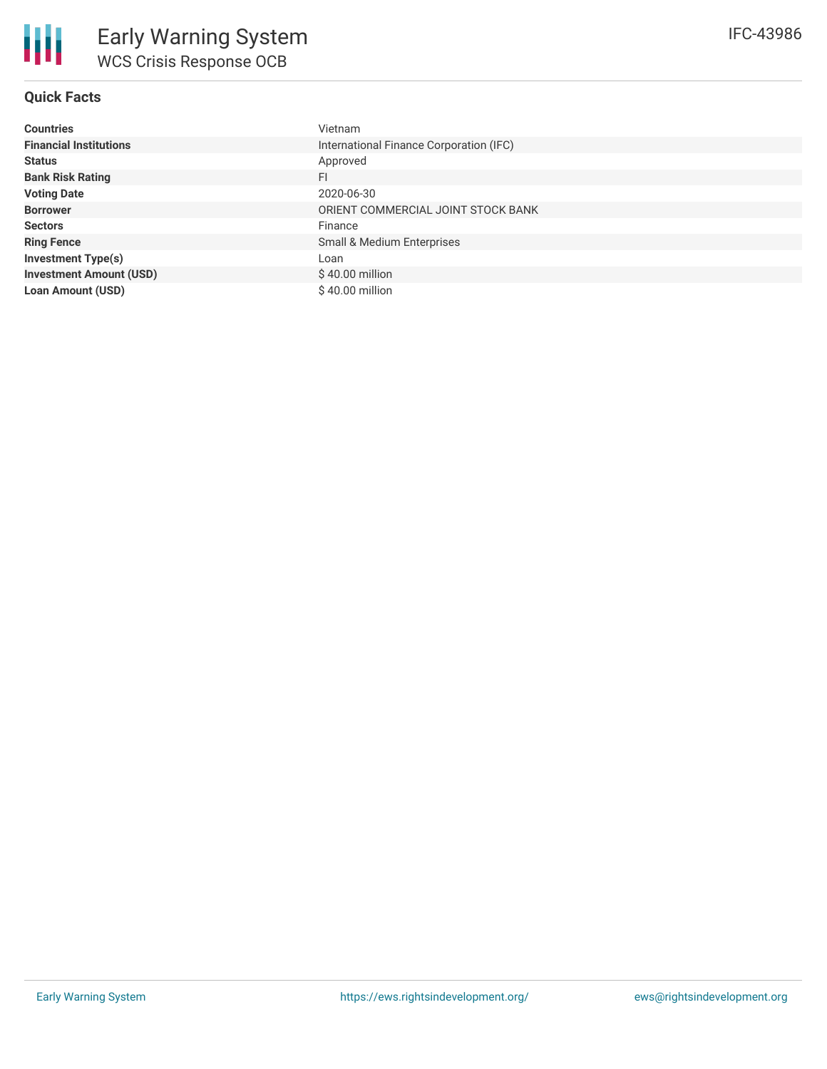# Early Warning System

## WCS Crisis Response OCB

IFC-43986

### Quick Facts

| | |
|---|---|
| **Countries** | Vietnam |
| **Financial Institutions** | International Finance Corporation (IFC) |
| **Status** | Approved |
| **Bank Risk Rating** | FI |
| **Voting Date** | 2020-06-30 |
| **Borrower** | ORIENT COMMERCIAL JOINT STOCK BANK |
| **Sectors** | Finance |
| **Ring Fence** | Small & Medium Enterprises |
| **Investment Type(s)** | Loan |
| **Investment Amount (USD)** | $ 40.00 million |
| **Loan Amount (USD)** | $ 40.00 million |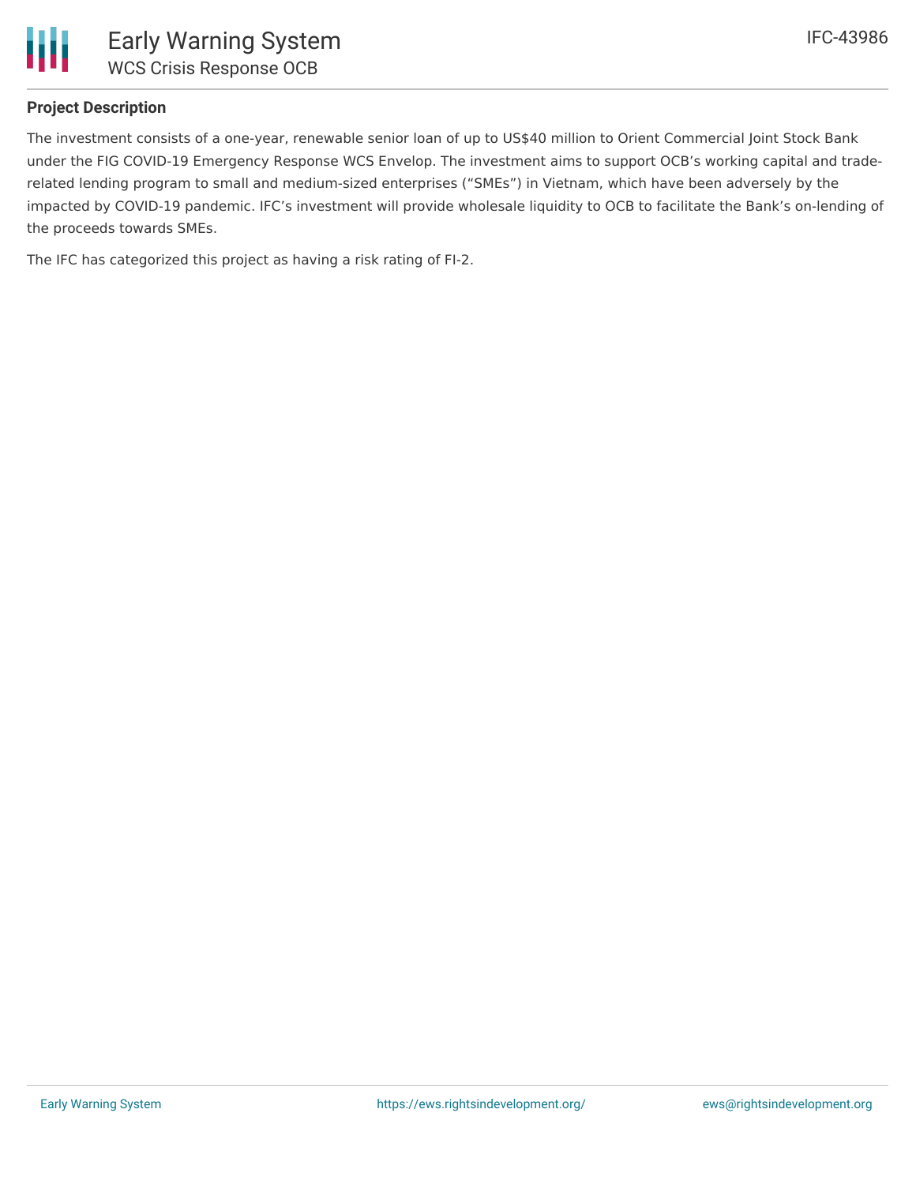## Project Description

The investment consists of a one-year, renewable senior loan of up to US$40 million to Orient Commercial Joint Stock Bank under the FIG COVID-19 Emergency Response WCS Envelop. The investment aims to support OCB's working capital and trade-related lending program to small and medium-sized enterprises ("SMEs") in Vietnam, which have been adversely by the impacted by COVID-19 pandemic. IFC's investment will provide wholesale liquidity to OCB to facilitate the Bank's on-lending of the proceeds towards SMEs.

The IFC has categorized this project as having a risk rating of FI-2.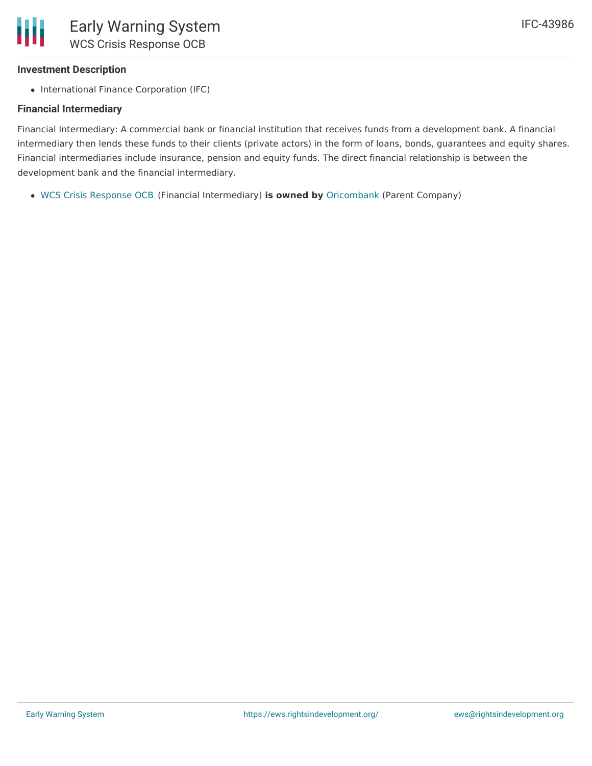### Investment Description

- International Finance Corporation (IFC)

### Financial Intermediary

Financial Intermediary: A commercial bank or financial institution that receives funds from a development bank. A financial intermediary then lends these funds to their clients (private actors) in the form of loans, bonds, guarantees and equity shares. Financial intermediaries include insurance, pension and equity funds. The direct financial relationship is between the development bank and the financial intermediary.

- WCS Crisis Response OCB (Financial Intermediary) **is owned by** Oricombank (Parent Company)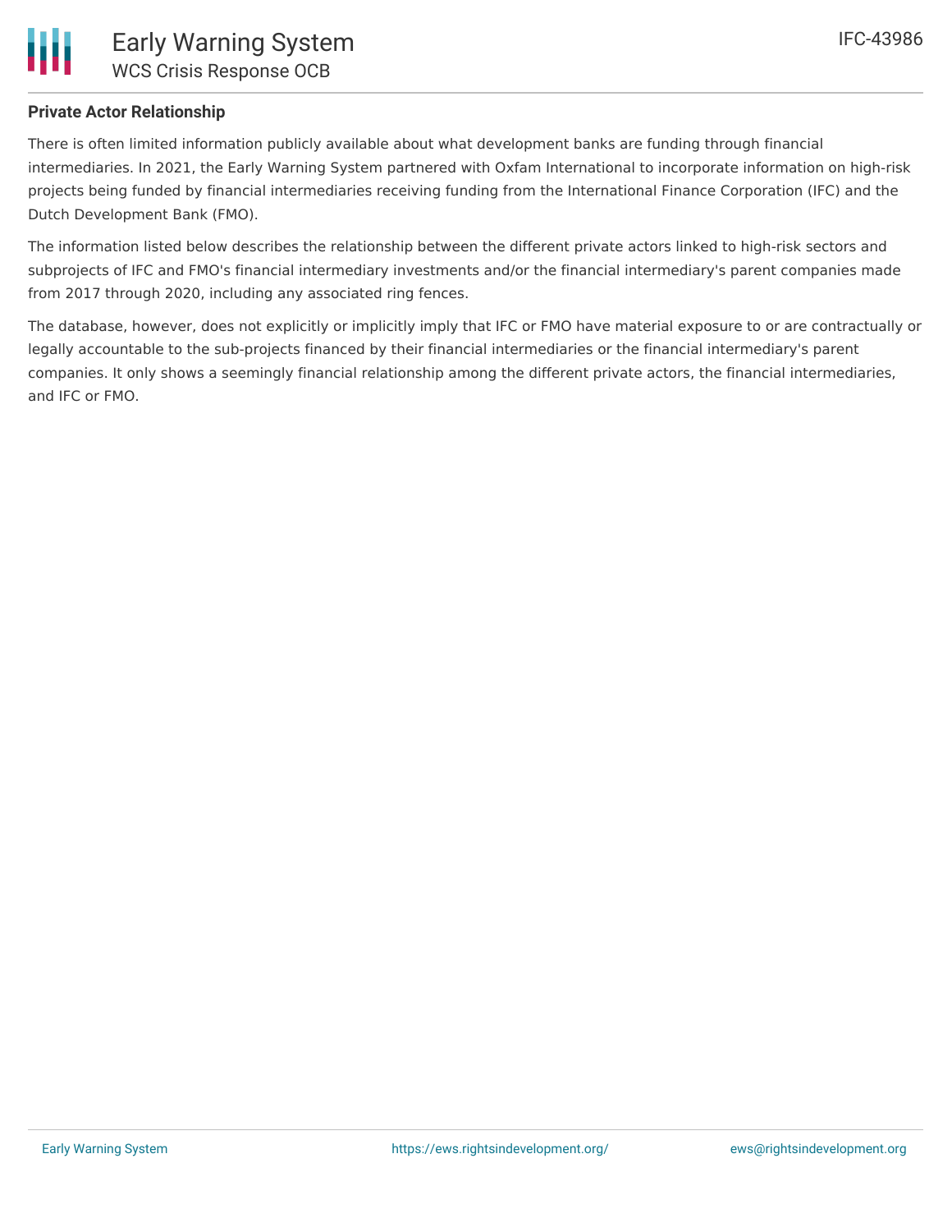**Private Actor Relationship**

There is often limited information publicly available about what development banks are funding through financial intermediaries. In 2021, the Early Warning System partnered with Oxfam International to incorporate information on high-risk projects being funded by financial intermediaries receiving funding from the International Finance Corporation (IFC) and the Dutch Development Bank (FMO).

The information listed below describes the relationship between the different private actors linked to high-risk sectors and subprojects of IFC and FMO's financial intermediary investments and/or the financial intermediary's parent companies made from 2017 through 2020, including any associated ring fences.

The database, however, does not explicitly or implicitly imply that IFC or FMO have material exposure to or are contractually or legally accountable to the sub-projects financed by their financial intermediaries or the financial intermediary's parent companies. It only shows a seemingly financial relationship among the different private actors, the financial intermediaries, and IFC or FMO.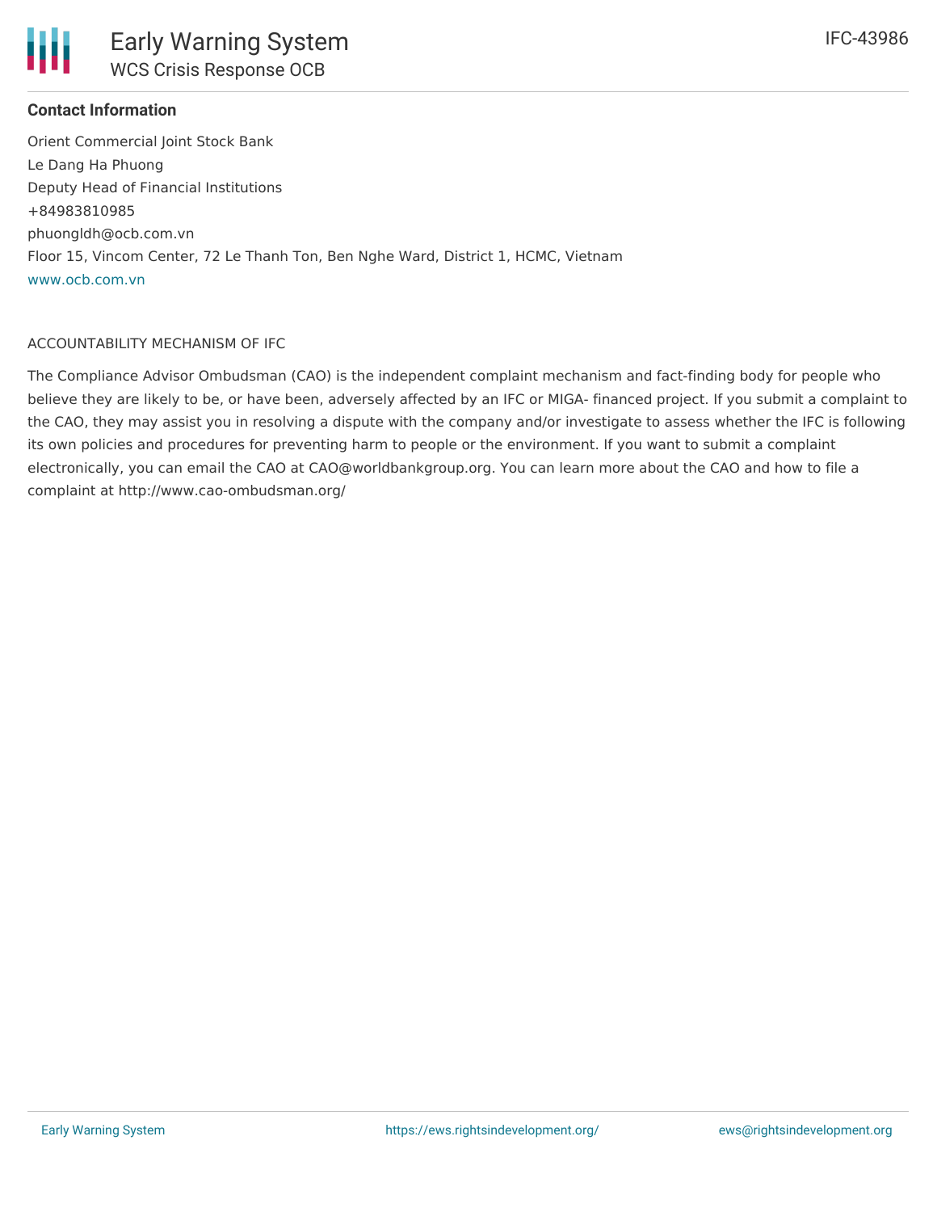### Contact Information

Orient Commercial Joint Stock Bank
Le Dang Ha Phuong
Deputy Head of Financial Institutions
+84983810985
phuongldh@ocb.com.vn
Floor 15, Vincom Center, 72 Le Thanh Ton, Ben Nghe Ward, District 1, HCMC, Vietnam
www.ocb.com.vn

ACCOUNTABILITY MECHANISM OF IFC

The Compliance Advisor Ombudsman (CAO) is the independent complaint mechanism and fact-finding body for people who believe they are likely to be, or have been, adversely affected by an IFC or MIGA- financed project. If you submit a complaint to the CAO, they may assist you in resolving a dispute with the company and/or investigate to assess whether the IFC is following its own policies and procedures for preventing harm to people or the environment. If you want to submit a complaint electronically, you can email the CAO at CAO@worldbankgroup.org. You can learn more about the CAO and how to file a complaint at http://www.cao-ombudsman.org/